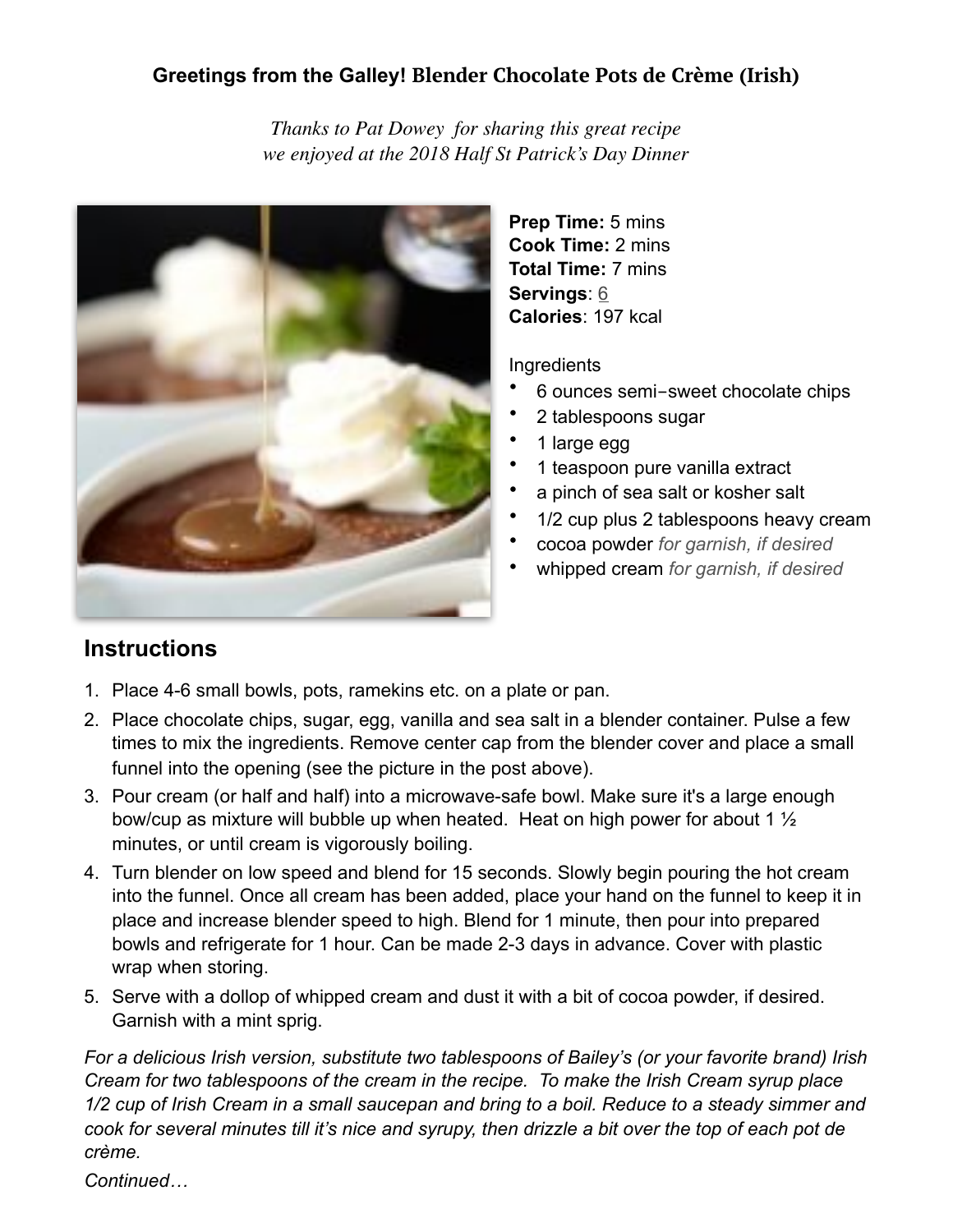**Greetings from the Galley! Blender Chocolate Pots de Crème (Irish)**

*Thanks to Pat Dowey for sharing this great recipe we enjoyed at the 2018 Half St Patrick's Day Dinner*

**Prep Time:** 5 mins
**Cook Time:** 2 mins
**Total Time:** 7 mins
**Servings**: 6
**Calories**: 197 kcal

Ingredients

- 6 ounces semi-sweet chocolate chips
- 2 tablespoons sugar
- 1 large egg
- 1 teaspoon pure vanilla extract
- a pinch of sea salt or kosher salt
- 1/2 cup plus 2 tablespoons heavy cream
- cocoa powder *for garnish, if desired*
- whipped cream *for garnish, if desired*

## Instructions

1. Place 4-6 small bowls, pots, ramekins etc. on a plate or pan.
2. Place chocolate chips, sugar, egg, vanilla and sea salt in a blender container. Pulse a few times to mix the ingredients. Remove center cap from the blender cover and place a small funnel into the opening (see the picture in the post above).
3. Pour cream (or half and half) into a microwave-safe bowl. Make sure it's a large enough bow/cup as mixture will bubble up when heated. Heat on high power for about 1 ½ minutes, or until cream is vigorously boiling.
4. Turn blender on low speed and blend for 15 seconds. Slowly begin pouring the hot cream into the funnel. Once all cream has been added, place your hand on the funnel to keep it in place and increase blender speed to high. Blend for 1 minute, then pour into prepared bowls and refrigerate for 1 hour. Can be made 2-3 days in advance. Cover with plastic wrap when storing.
5. Serve with a dollop of whipped cream and dust it with a bit of cocoa powder, if desired. Garnish with a mint sprig.

*For a delicious Irish version, substitute two tablespoons of Bailey's (or your favorite brand) Irish Cream for two tablespoons of the cream in the recipe. To make the Irish Cream syrup place 1/2 cup of Irish Cream in a small saucepan and bring to a boil. Reduce to a steady simmer and cook for several minutes till it's nice and syrupy, then drizzle a bit over the top of each pot de crème.*

*Continued…*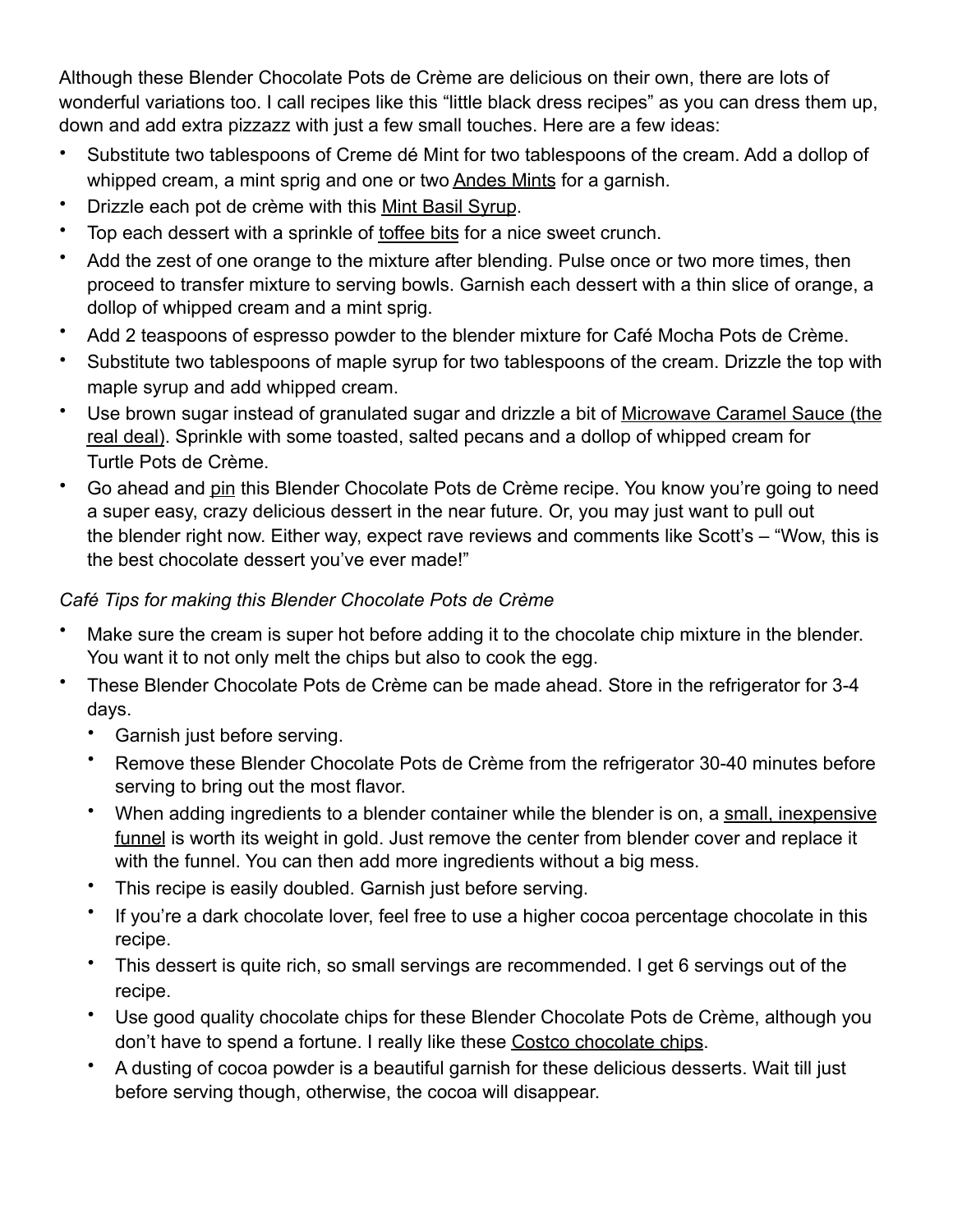Although these Blender Chocolate Pots de Crème are delicious on their own, there are lots of wonderful variations too. I call recipes like this "little black dress recipes" as you can dress them up, down and add extra pizzazz with just a few small touches. Here are a few ideas:

- Substitute two tablespoons of Creme dé Mint for two tablespoons of the cream. Add a dollop of whipped cream, a mint sprig and one or two Andes Mints for a garnish.
- Drizzle each pot de crème with this Mint Basil Syrup.
- Top each dessert with a sprinkle of toffee bits for a nice sweet crunch.
- Add the zest of one orange to the mixture after blending. Pulse once or two more times, then proceed to transfer mixture to serving bowls. Garnish each dessert with a thin slice of orange, a dollop of whipped cream and a mint sprig.
- Add 2 teaspoons of espresso powder to the blender mixture for Café Mocha Pots de Crème.
- Substitute two tablespoons of maple syrup for two tablespoons of the cream. Drizzle the top with maple syrup and add whipped cream.
- Use brown sugar instead of granulated sugar and drizzle a bit of Microwave Caramel Sauce (the real deal). Sprinkle with some toasted, salted pecans and a dollop of whipped cream for Turtle Pots de Crème.
- Go ahead and pin this Blender Chocolate Pots de Crème recipe. You know you're going to need a super easy, crazy delicious dessert in the near future. Or, you may just want to pull out the blender right now. Either way, expect rave reviews and comments like Scott's – "Wow, this is the best chocolate dessert you've ever made!"

*Café Tips for making this Blender Chocolate Pots de Crème*

- Make sure the cream is super hot before adding it to the chocolate chip mixture in the blender. You want it to not only melt the chips but also to cook the egg.
- These Blender Chocolate Pots de Crème can be made ahead. Store in the refrigerator for 3-4 days.
  - Garnish just before serving.
  - Remove these Blender Chocolate Pots de Crème from the refrigerator 30-40 minutes before serving to bring out the most flavor.
  - When adding ingredients to a blender container while the blender is on, a small, inexpensive funnel is worth its weight in gold. Just remove the center from blender cover and replace it with the funnel. You can then add more ingredients without a big mess.
  - This recipe is easily doubled. Garnish just before serving.
  - If you're a dark chocolate lover, feel free to use a higher cocoa percentage chocolate in this recipe.
  - This dessert is quite rich, so small servings are recommended. I get 6 servings out of the recipe.
  - Use good quality chocolate chips for these Blender Chocolate Pots de Crème, although you don't have to spend a fortune. I really like these Costco chocolate chips.
  - A dusting of cocoa powder is a beautiful garnish for these delicious desserts. Wait till just before serving though, otherwise, the cocoa will disappear.